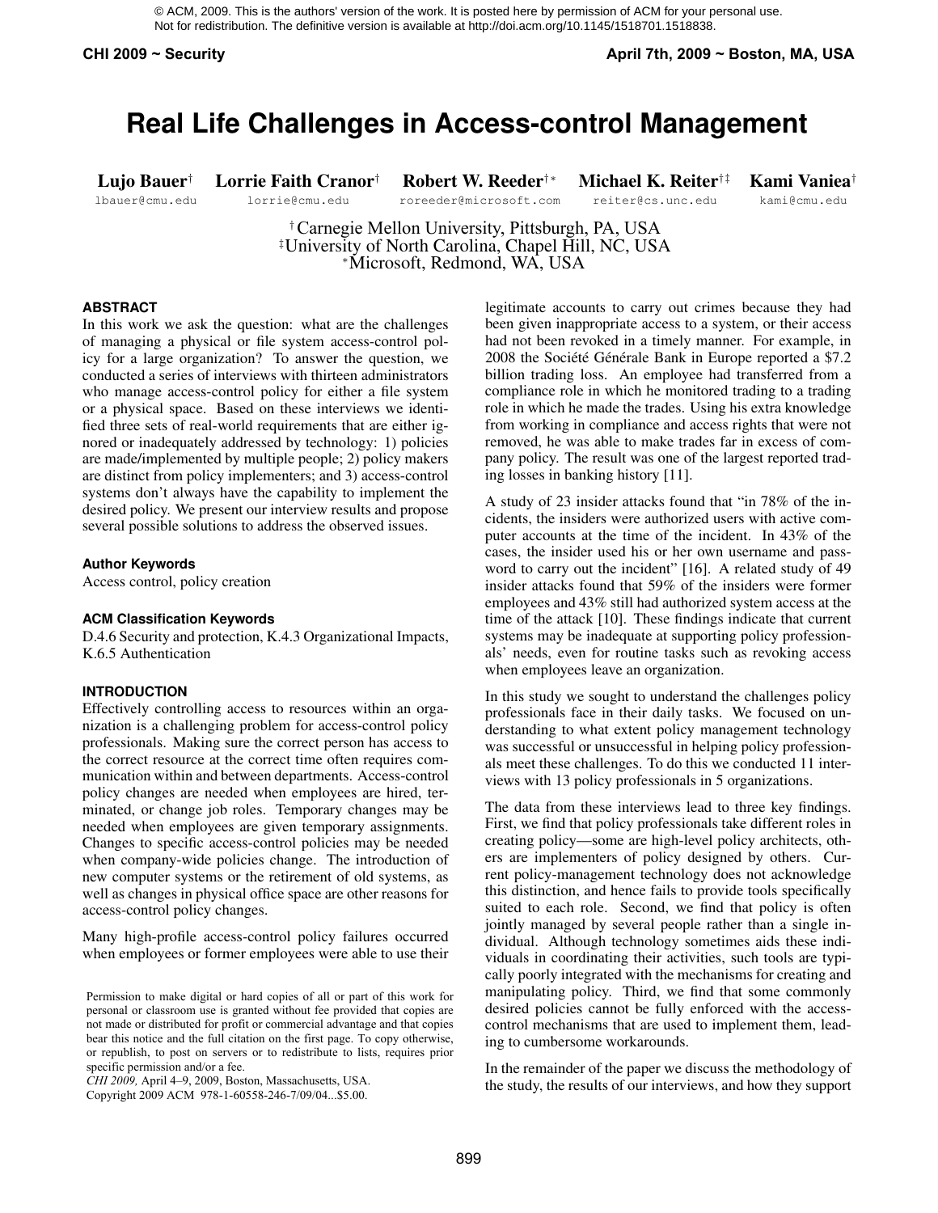© ACM, 2009. This is the authors' version of the work. It is posted here by permission of ACM for your personal use. Not for redistribution. The definitive version is available at http://doi.acm.org/10.1145/1518701.1518838.

# Real Life Challenges in Access-control Management

**Lujo Bauer**[†] lbauer@cmu.edu **Lorrie Faith Cranor**[†] lorrie@cmu.edu **Robert W. Reeder**[†*] roreeder@microsoft.com **Michael K. Reiter**[†‡] reiter@cs.unc.edu **Kami Vaniea**[†] kami@cmu.edu

[†] Carnegie Mellon University, Pittsburgh, PA, USA
[‡] University of North Carolina, Chapel Hill, NC, USA
[*] Microsoft, Redmond, WA, USA

### ABSTRACT

In this work we ask the question: what are the challenges of managing a physical or file system access-control policy for a large organization? To answer the question, we conducted a series of interviews with thirteen administrators who manage access-control policy for either a file system or a physical space. Based on these interviews we identified three sets of real-world requirements that are either ignored or inadequately addressed by technology: 1) policies are made/implemented by multiple people; 2) policy makers are distinct from policy implementers; and 3) access-control systems don't always have the capability to implement the desired policy. We present our interview results and propose several possible solutions to address the observed issues.

### Author Keywords

Access control, policy creation

### ACM Classification Keywords

D.4.6 Security and protection, K.4.3 Organizational Impacts, K.6.5 Authentication

### INTRODUCTION

Effectively controlling access to resources within an organization is a challenging problem for access-control policy professionals. Making sure the correct person has access to the correct resource at the correct time often requires communication within and between departments. Access-control policy changes are needed when employees are hired, terminated, or change job roles. Temporary changes may be needed when employees are given temporary assignments. Changes to specific access-control policies may be needed when company-wide policies change. The introduction of new computer systems or the retirement of old systems, as well as changes in physical office space are other reasons for access-control policy changes.

Many high-profile access-control policy failures occurred when employees or former employees were able to use their legitimate accounts to carry out crimes because they had been given inappropriate access to a system, or their access had not been revoked in a timely manner. For example, in 2008 the Société Générale Bank in Europe reported a $7.2 billion trading loss. An employee had transferred from a compliance role in which he monitored trading to a trading role in which he made the trades. Using his extra knowledge from working in compliance and access rights that were not removed, he was able to make trades far in excess of company policy. The result was one of the largest reported trading losses in banking history [11].

A study of 23 insider attacks found that "in 78% of the incidents, the insiders were authorized users with active computer accounts at the time of the incident. In 43% of the cases, the insider used his or her own username and password to carry out the incident" [16]. A related study of 49 insider attacks found that 59% of the insiders were former employees and 43% still had authorized system access at the time of the attack [10]. These findings indicate that current systems may be inadequate at supporting policy professionals' needs, even for routine tasks such as revoking access when employees leave an organization.

In this study we sought to understand the challenges policy professionals face in their daily tasks. We focused on understanding to what extent policy management technology was successful or unsuccessful in helping policy professionals meet these challenges. To do this we conducted 11 interviews with 13 policy professionals in 5 organizations.

The data from these interviews lead to three key findings. First, we find that policy professionals take different roles in creating policy—some are high-level policy architects, others are implementers of policy designed by others. Current policy-management technology does not acknowledge this distinction, and hence fails to provide tools specifically suited to each role. Second, we find that policy is often jointly managed by several people rather than a single individual. Although technology sometimes aids these individuals in coordinating their activities, such tools are typically poorly integrated with the mechanisms for creating and manipulating policy. Third, we find that some commonly desired policies cannot be fully enforced with the access-control mechanisms that are used to implement them, leading to cumbersome workarounds.

In the remainder of the paper we discuss the methodology of the study, the results of our interviews, and how they support

Permission to make digital or hard copies of all or part of this work for personal or classroom use is granted without fee provided that copies are not made or distributed for profit or commercial advantage and that copies bear this notice and the full citation on the first page. To copy otherwise, or republish, to post on servers or to redistribute to lists, requires prior specific permission and/or a fee.
*CHI 2009,* April 4–9, 2009, Boston, Massachusetts, USA.
Copyright 2009 ACM 978-1-60558-246-7/09/04...$5.00.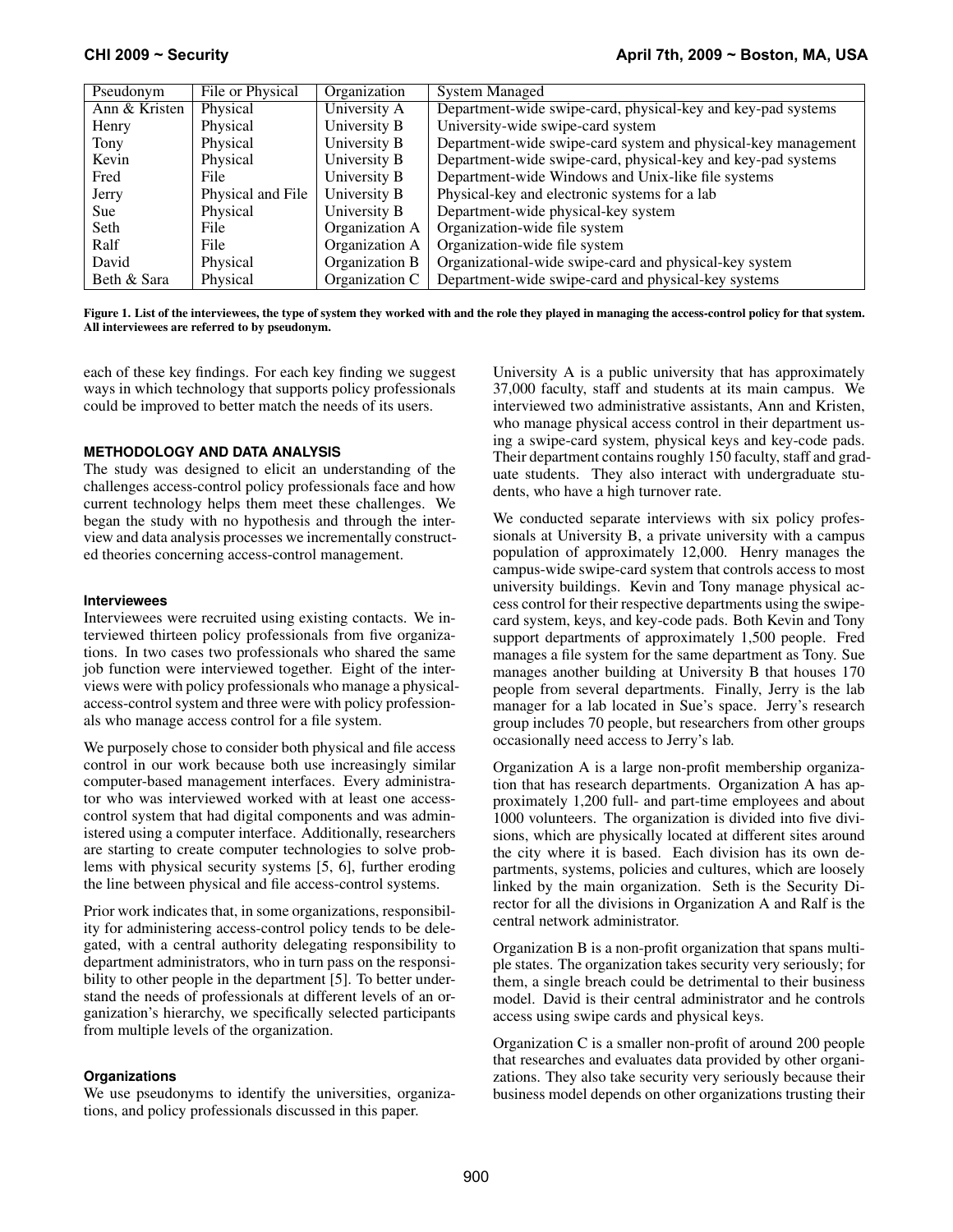| Pseudonym | File or Physical | Organization | System Managed |
|---|---|---|---|
| Ann & Kristen | Physical | University A | Department-wide swipe-card, physical-key and key-pad systems |
| Henry | Physical | University B | University-wide swipe-card system |
| Tony | Physical | University B | Department-wide swipe-card system and physical-key management |
| Kevin | Physical | University B | Department-wide swipe-card, physical-key and key-pad systems |
| Fred | File | University B | Department-wide Windows and Unix-like file systems |
| Jerry | Physical and File | University B | Physical-key and electronic systems for a lab |
| Sue | Physical | University B | Department-wide physical-key system |
| Seth | File | Organization A | Organization-wide file system |
| Ralf | File | Organization A | Organization-wide file system |
| David | Physical | Organization B | Organizational-wide swipe-card and physical-key system |
| Beth & Sara | Physical | Organization C | Department-wide swipe-card and physical-key systems |

**Figure 1. List of the interviewees, the type of system they worked with and the role they played in managing the access-control policy for that system. All interviewees are referred to by pseudonym.**

each of these key findings. For each key finding we suggest ways in which technology that supports policy professionals could be improved to better match the needs of its users.

## METHODOLOGY AND DATA ANALYSIS

The study was designed to elicit an understanding of the challenges access-control policy professionals face and how current technology helps them meet these challenges. We began the study with no hypothesis and through the interview and data analysis processes we incrementally constructed theories concerning access-control management.

### Interviewees

Interviewees were recruited using existing contacts. We interviewed thirteen policy professionals from five organizations. In two cases two professionals who shared the same job function were interviewed together. Eight of the interviews were with policy professionals who manage a physical-access-control system and three were with policy professionals who manage access control for a file system.

We purposely chose to consider both physical and file access control in our work because both use increasingly similar computer-based management interfaces. Every administrator who was interviewed worked with at least one access-control system that had digital components and was administered using a computer interface. Additionally, researchers are starting to create computer technologies to solve problems with physical security systems [5, 6], further eroding the line between physical and file access-control systems.

Prior work indicates that, in some organizations, responsibility for administering access-control policy tends to be delegated, with a central authority delegating responsibility to department administrators, who in turn pass on the responsibility to other people in the department [5]. To better understand the needs of professionals at different levels of an organization's hierarchy, we specifically selected participants from multiple levels of the organization.

### Organizations

We use pseudonyms to identify the universities, organizations, and policy professionals discussed in this paper.

University A is a public university that has approximately 37,000 faculty, staff and students at its main campus. We interviewed two administrative assistants, Ann and Kristen, who manage physical access control in their department using a swipe-card system, physical keys and key-code pads. Their department contains roughly 150 faculty, staff and graduate students. They also interact with undergraduate students, who have a high turnover rate.

We conducted separate interviews with six policy professionals at University B, a private university with a campus population of approximately 12,000. Henry manages the campus-wide swipe-card system that controls access to most university buildings. Kevin and Tony manage physical access control for their respective departments using the swipe-card system, keys, and key-code pads. Both Kevin and Tony support departments of approximately 1,500 people. Fred manages a file system for the same department as Tony. Sue manages another building at University B that houses 170 people from several departments. Finally, Jerry is the lab manager for a lab located in Sue's space. Jerry's research group includes 70 people, but researchers from other groups occasionally need access to Jerry's lab.

Organization A is a large non-profit membership organization that has research departments. Organization A has approximately 1,200 full- and part-time employees and about 1000 volunteers. The organization is divided into five divisions, which are physically located at different sites around the city where it is based. Each division has its own departments, systems, policies and cultures, which are loosely linked by the main organization. Seth is the Security Director for all the divisions in Organization A and Ralf is the central network administrator.

Organization B is a non-profit organization that spans multiple states. The organization takes security very seriously; for them, a single breach could be detrimental to their business model. David is their central administrator and he controls access using swipe cards and physical keys.

Organization C is a smaller non-profit of around 200 people that researches and evaluates data provided by other organizations. They also take security very seriously because their business model depends on other organizations trusting their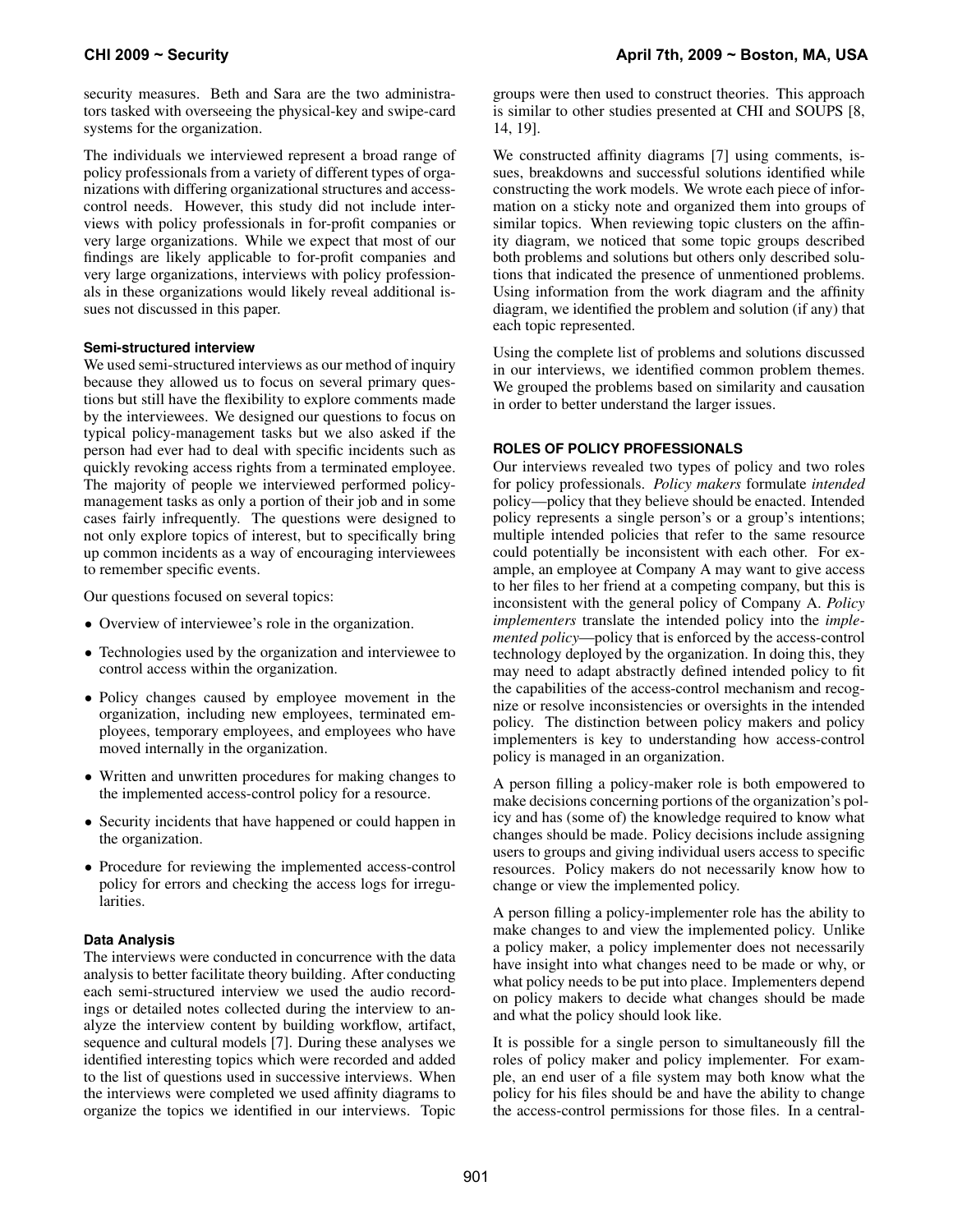security measures. Beth and Sara are the two administrators tasked with overseeing the physical-key and swipe-card systems for the organization.

The individuals we interviewed represent a broad range of policy professionals from a variety of different types of organizations with differing organizational structures and access-control needs. However, this study did not include interviews with policy professionals in for-profit companies or very large organizations. While we expect that most of our findings are likely applicable to for-profit companies and very large organizations, interviews with policy professionals in these organizations would likely reveal additional issues not discussed in this paper.

### Semi-structured interview

We used semi-structured interviews as our method of inquiry because they allowed us to focus on several primary questions but still have the flexibility to explore comments made by the interviewees. We designed our questions to focus on typical policy-management tasks but we also asked if the person had ever had to deal with specific incidents such as quickly revoking access rights from a terminated employee. The majority of people we interviewed performed policy-management tasks as only a portion of their job and in some cases fairly infrequently. The questions were designed to not only explore topics of interest, but to specifically bring up common incidents as a way of encouraging interviewees to remember specific events.

Our questions focused on several topics:

- Overview of interviewee's role in the organization.
- Technologies used by the organization and interviewee to control access within the organization.
- Policy changes caused by employee movement in the organization, including new employees, terminated employees, temporary employees, and employees who have moved internally in the organization.
- Written and unwritten procedures for making changes to the implemented access-control policy for a resource.
- Security incidents that have happened or could happen in the organization.
- Procedure for reviewing the implemented access-control policy for errors and checking the access logs for irregularities.

### Data Analysis

The interviews were conducted in concurrence with the data analysis to better facilitate theory building. After conducting each semi-structured interview we used the audio recordings or detailed notes collected during the interview to analyze the interview content by building workflow, artifact, sequence and cultural models [7]. During these analyses we identified interesting topics which were recorded and added to the list of questions used in successive interviews. When the interviews were completed we used affinity diagrams to organize the topics we identified in our interviews. Topic groups were then used to construct theories. This approach is similar to other studies presented at CHI and SOUPS [8, 14, 19].

We constructed affinity diagrams [7] using comments, issues, breakdowns and successful solutions identified while constructing the work models. We wrote each piece of information on a sticky note and organized them into groups of similar topics. When reviewing topic clusters on the affinity diagram, we noticed that some topic groups described both problems and solutions but others only described solutions that indicated the presence of unmentioned problems. Using information from the work diagram and the affinity diagram, we identified the problem and solution (if any) that each topic represented.

Using the complete list of problems and solutions discussed in our interviews, we identified common problem themes. We grouped the problems based on similarity and causation in order to better understand the larger issues.

## ROLES OF POLICY PROFESSIONALS

Our interviews revealed two types of policy and two roles for policy professionals. *Policy makers* formulate *intended* policy—policy that they believe should be enacted. Intended policy represents a single person's or a group's intentions; multiple intended policies that refer to the same resource could potentially be inconsistent with each other. For example, an employee at Company A may want to give access to her files to her friend at a competing company, but this is inconsistent with the general policy of Company A. *Policy implementers* translate the intended policy into the *implemented policy*—policy that is enforced by the access-control technology deployed by the organization. In doing this, they may need to adapt abstractly defined intended policy to fit the capabilities of the access-control mechanism and recognize or resolve inconsistencies or oversights in the intended policy. The distinction between policy makers and policy implementers is key to understanding how access-control policy is managed in an organization.

A person filling a policy-maker role is both empowered to make decisions concerning portions of the organization's policy and has (some of) the knowledge required to know what changes should be made. Policy decisions include assigning users to groups and giving individual users access to specific resources. Policy makers do not necessarily know how to change or view the implemented policy.

A person filling a policy-implementer role has the ability to make changes to and view the implemented policy. Unlike a policy maker, a policy implementer does not necessarily have insight into what changes need to be made or why, or what policy needs to be put into place. Implementers depend on policy makers to decide what changes should be made and what the policy should look like.

It is possible for a single person to simultaneously fill the roles of policy maker and policy implementer. For example, an end user of a file system may both know what the policy for his files should be and have the ability to change the access-control permissions for those files. In a central-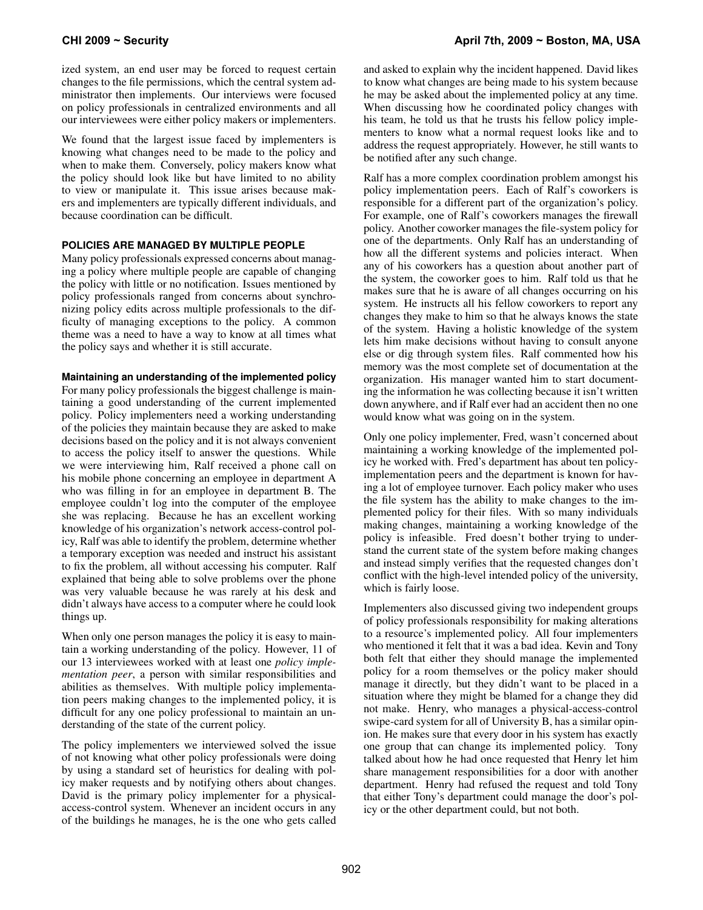ized system, an end user may be forced to request certain changes to the file permissions, which the central system administrator then implements. Our interviews were focused on policy professionals in centralized environments and all our interviewees were either policy makers or implementers.

We found that the largest issue faced by implementers is knowing what changes need to be made to the policy and when to make them. Conversely, policy makers know what the policy should look like but have limited to no ability to view or manipulate it. This issue arises because makers and implementers are typically different individuals, and because coordination can be difficult.

## POLICIES ARE MANAGED BY MULTIPLE PEOPLE

Many policy professionals expressed concerns about managing a policy where multiple people are capable of changing the policy with little or no notification. Issues mentioned by policy professionals ranged from concerns about synchronizing policy edits across multiple professionals to the difficulty of managing exceptions to the policy. A common theme was a need to have a way to know at all times what the policy says and whether it is still accurate.

### Maintaining an understanding of the implemented policy

For many policy professionals the biggest challenge is maintaining a good understanding of the current implemented policy. Policy implementers need a working understanding of the policies they maintain because they are asked to make decisions based on the policy and it is not always convenient to access the policy itself to answer the questions. While we were interviewing him, Ralf received a phone call on his mobile phone concerning an employee in department A who was filling in for an employee in department B. The employee couldn't log into the computer of the employee she was replacing. Because he has an excellent working knowledge of his organization's network access-control policy, Ralf was able to identify the problem, determine whether a temporary exception was needed and instruct his assistant to fix the problem, all without accessing his computer. Ralf explained that being able to solve problems over the phone was very valuable because he was rarely at his desk and didn't always have access to a computer where he could look things up.

When only one person manages the policy it is easy to maintain a working understanding of the policy. However, 11 of our 13 interviewees worked with at least one *policy implementation peer*, a person with similar responsibilities and abilities as themselves. With multiple policy implementation peers making changes to the implemented policy, it is difficult for any one policy professional to maintain an understanding of the state of the current policy.

The policy implementers we interviewed solved the issue of not knowing what other policy professionals were doing by using a standard set of heuristics for dealing with policy maker requests and by notifying others about changes. David is the primary policy implementer for a physical-access-control system. Whenever an incident occurs in any of the buildings he manages, he is the one who gets called and asked to explain why the incident happened. David likes to know what changes are being made to his system because he may be asked about the implemented policy at any time. When discussing how he coordinated policy changes with his team, he told us that he trusts his fellow policy implementers to know what a normal request looks like and to address the request appropriately. However, he still wants to be notified after any such change.

Ralf has a more complex coordination problem amongst his policy implementation peers. Each of Ralf's coworkers is responsible for a different part of the organization's policy. For example, one of Ralf's coworkers manages the firewall policy. Another coworker manages the file-system policy for one of the departments. Only Ralf has an understanding of how all the different systems and policies interact. When any of his coworkers has a question about another part of the system, the coworker goes to him. Ralf told us that he makes sure that he is aware of all changes occurring on his system. He instructs all his fellow coworkers to report any changes they make to him so that he always knows the state of the system. Having a holistic knowledge of the system lets him make decisions without having to consult anyone else or dig through system files. Ralf commented how his memory was the most complete set of documentation at the organization. His manager wanted him to start documenting the information he was collecting because it isn't written down anywhere, and if Ralf ever had an accident then no one would know what was going on in the system.

Only one policy implementer, Fred, wasn't concerned about maintaining a working knowledge of the implemented policy he worked with. Fred's department has about ten policy-implementation peers and the department is known for having a lot of employee turnover. Each policy maker who uses the file system has the ability to make changes to the implemented policy for their files. With so many individuals making changes, maintaining a working knowledge of the policy is infeasible. Fred doesn't bother trying to understand the current state of the system before making changes and instead simply verifies that the requested changes don't conflict with the high-level intended policy of the university, which is fairly loose.

Implementers also discussed giving two independent groups of policy professionals responsibility for making alterations to a resource's implemented policy. All four implementers who mentioned it felt that it was a bad idea. Kevin and Tony both felt that either they should manage the implemented policy for a room themselves or the policy maker should manage it directly, but they didn't want to be placed in a situation where they might be blamed for a change they did not make. Henry, who manages a physical-access-control swipe-card system for all of University B, has a similar opinion. He makes sure that every door in his system has exactly one group that can change its implemented policy. Tony talked about how he had once requested that Henry let him share management responsibilities for a door with another department. Henry had refused the request and told Tony that either Tony's department could manage the door's policy or the other department could, but not both.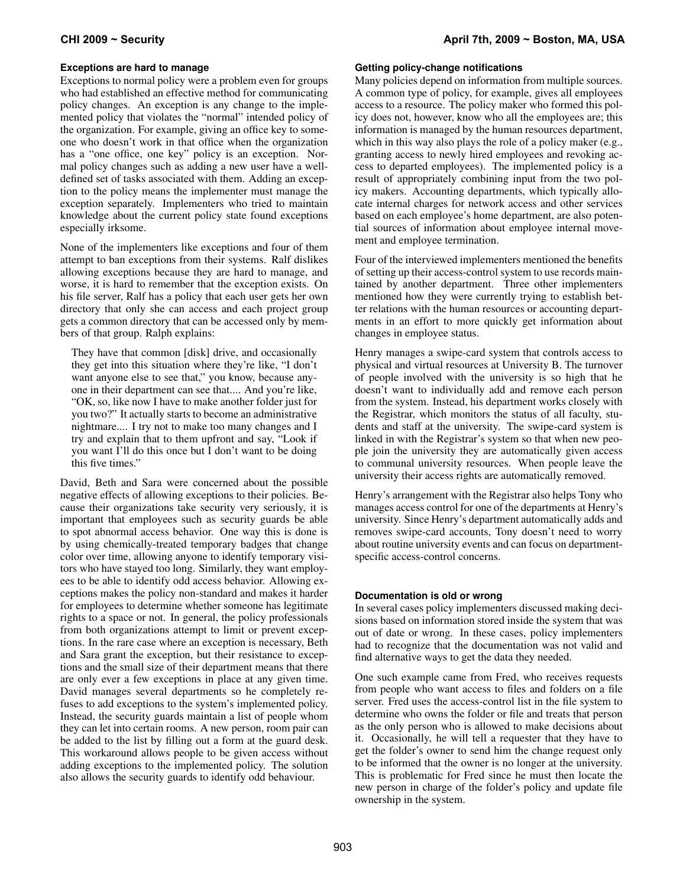### Exceptions are hard to manage

Exceptions to normal policy were a problem even for groups who had established an effective method for communicating policy changes. An exception is any change to the implemented policy that violates the "normal" intended policy of the organization. For example, giving an office key to someone who doesn't work in that office when the organization has a "one office, one key" policy is an exception. Normal policy changes such as adding a new user have a well-defined set of tasks associated with them. Adding an exception to the policy means the implementer must manage the exception separately. Implementers who tried to maintain knowledge about the current policy state found exceptions especially irksome.

None of the implementers like exceptions and four of them attempt to ban exceptions from their systems. Ralf dislikes allowing exceptions because they are hard to manage, and worse, it is hard to remember that the exception exists. On his file server, Ralf has a policy that each user gets her own directory that only she can access and each project group gets a common directory that can be accessed only by members of that group. Ralph explains:

> They have that common [disk] drive, and occasionally they get into this situation where they're like, "I don't want anyone else to see that," you know, because anyone in their department can see that.... And you're like, "OK, so, like now I have to make another folder just for you two?" It actually starts to become an administrative nightmare.... I try not to make too many changes and I try and explain that to them upfront and say, "Look if you want I'll do this once but I don't want to be doing this five times."

David, Beth and Sara were concerned about the possible negative effects of allowing exceptions to their policies. Because their organizations take security very seriously, it is important that employees such as security guards be able to spot abnormal access behavior. One way this is done is by using chemically-treated temporary badges that change color over time, allowing anyone to identify temporary visitors who have stayed too long. Similarly, they want employees to be able to identify odd access behavior. Allowing exceptions makes the policy non-standard and makes it harder for employees to determine whether someone has legitimate rights to a space or not. In general, the policy professionals from both organizations attempt to limit or prevent exceptions. In the rare case where an exception is necessary, Beth and Sara grant the exception, but their resistance to exceptions and the small size of their department means that there are only ever a few exceptions in place at any given time. David manages several departments so he completely refuses to add exceptions to the system's implemented policy. Instead, the security guards maintain a list of people whom they can let into certain rooms. A new person, room pair can be added to the list by filling out a form at the guard desk. This workaround allows people to be given access without adding exceptions to the implemented policy. The solution also allows the security guards to identify odd behaviour.

### Getting policy-change notifications

Many policies depend on information from multiple sources. A common type of policy, for example, gives all employees access to a resource. The policy maker who formed this policy does not, however, know who all the employees are; this information is managed by the human resources department, which in this way also plays the role of a policy maker (e.g., granting access to newly hired employees and revoking access to departed employees). The implemented policy is a result of appropriately combining input from the two policy makers. Accounting departments, which typically allocate internal charges for network access and other services based on each employee's home department, are also potential sources of information about employee internal movement and employee termination.

Four of the interviewed implementers mentioned the benefits of setting up their access-control system to use records maintained by another department. Three other implementers mentioned how they were currently trying to establish better relations with the human resources or accounting departments in an effort to more quickly get information about changes in employee status.

Henry manages a swipe-card system that controls access to physical and virtual resources at University B. The turnover of people involved with the university is so high that he doesn't want to individually add and remove each person from the system. Instead, his department works closely with the Registrar, which monitors the status of all faculty, students and staff at the university. The swipe-card system is linked in with the Registrar's system so that when new people join the university they are automatically given access to communal university resources. When people leave the university their access rights are automatically removed.

Henry's arrangement with the Registrar also helps Tony who manages access control for one of the departments at Henry's university. Since Henry's department automatically adds and removes swipe-card accounts, Tony doesn't need to worry about routine university events and can focus on department-specific access-control concerns.

### Documentation is old or wrong

In several cases policy implementers discussed making decisions based on information stored inside the system that was out of date or wrong. In these cases, policy implementers had to recognize that the documentation was not valid and find alternative ways to get the data they needed.

One such example came from Fred, who receives requests from people who want access to files and folders on a file server. Fred uses the access-control list in the file system to determine who owns the folder or file and treats that person as the only person who is allowed to make decisions about it. Occasionally, he will tell a requester that they have to get the folder's owner to send him the change request only to be informed that the owner is no longer at the university. This is problematic for Fred since he must then locate the new person in charge of the folder's policy and update file ownership in the system.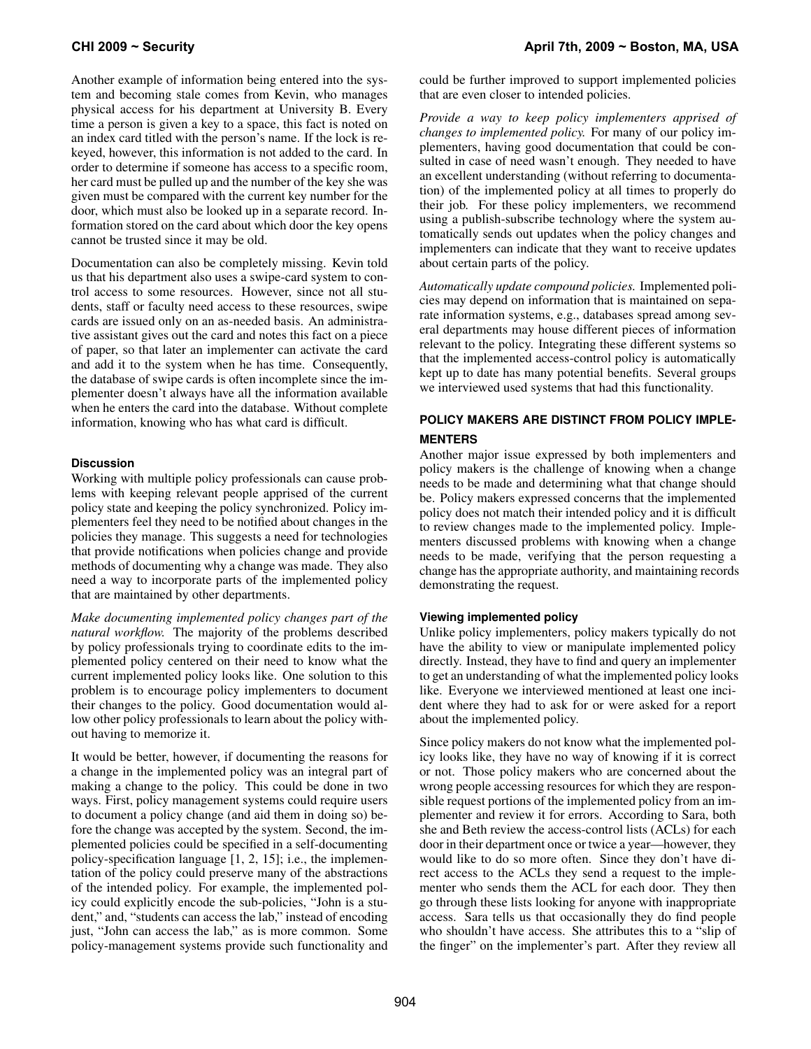Another example of information being entered into the system and becoming stale comes from Kevin, who manages physical access for his department at University B. Every time a person is given a key to a space, this fact is noted on an index card titled with the person's name. If the lock is rekeyed, however, this information is not added to the card. In order to determine if someone has access to a specific room, her card must be pulled up and the number of the key she was given must be compared with the current key number for the door, which must also be looked up in a separate record. Information stored on the card about which door the key opens cannot be trusted since it may be old.

Documentation can also be completely missing. Kevin told us that his department also uses a swipe-card system to control access to some resources. However, since not all students, staff or faculty need access to these resources, swipe cards are issued only on an as-needed basis. An administrative assistant gives out the card and notes this fact on a piece of paper, so that later an implementer can activate the card and add it to the system when he has time. Consequently, the database of swipe cards is often incomplete since the implementer doesn't always have all the information available when he enters the card into the database. Without complete information, knowing who has what card is difficult.

### Discussion

Working with multiple policy professionals can cause problems with keeping relevant people apprised of the current policy state and keeping the policy synchronized. Policy implementers feel they need to be notified about changes in the policies they manage. This suggests a need for technologies that provide notifications when policies change and provide methods of documenting why a change was made. They also need a way to incorporate parts of the implemented policy that are maintained by other departments.

*Make documenting implemented policy changes part of the natural workflow.* The majority of the problems described by policy professionals trying to coordinate edits to the implemented policy centered on their need to know what the current implemented policy looks like. One solution to this problem is to encourage policy implementers to document their changes to the policy. Good documentation would allow other policy professionals to learn about the policy without having to memorize it.

It would be better, however, if documenting the reasons for a change in the implemented policy was an integral part of making a change to the policy. This could be done in two ways. First, policy management systems could require users to document a policy change (and aid them in doing so) before the change was accepted by the system. Second, the implemented policies could be specified in a self-documenting policy-specification language [1, 2, 15]; i.e., the implementation of the policy could preserve many of the abstractions of the intended policy. For example, the implemented policy could explicitly encode the sub-policies, "John is a student," and, "students can access the lab," instead of encoding just, "John can access the lab," as is more common. Some policy-management systems provide such functionality and could be further improved to support implemented policies that are even closer to intended policies.

*Provide a way to keep policy implementers apprised of changes to implemented policy.* For many of our policy implementers, having good documentation that could be consulted in case of need wasn't enough. They needed to have an excellent understanding (without referring to documentation) of the implemented policy at all times to properly do their job. For these policy implementers, we recommend using a publish-subscribe technology where the system automatically sends out updates when the policy changes and implementers can indicate that they want to receive updates about certain parts of the policy.

*Automatically update compound policies.* Implemented policies may depend on information that is maintained on separate information systems, e.g., databases spread among several departments may house different pieces of information relevant to the policy. Integrating these different systems so that the implemented access-control policy is automatically kept up to date has many potential benefits. Several groups we interviewed used systems that had this functionality.

## POLICY MAKERS ARE DISTINCT FROM POLICY IMPLEMENTERS

Another major issue expressed by both implementers and policy makers is the challenge of knowing when a change needs to be made and determining what that change should be. Policy makers expressed concerns that the implemented policy does not match their intended policy and it is difficult to review changes made to the implemented policy. Implementers discussed problems with knowing when a change needs to be made, verifying that the person requesting a change has the appropriate authority, and maintaining records demonstrating the request.

### Viewing implemented policy

Unlike policy implementers, policy makers typically do not have the ability to view or manipulate implemented policy directly. Instead, they have to find and query an implementer to get an understanding of what the implemented policy looks like. Everyone we interviewed mentioned at least one incident where they had to ask for or were asked for a report about the implemented policy.

Since policy makers do not know what the implemented policy looks like, they have no way of knowing if it is correct or not. Those policy makers who are concerned about the wrong people accessing resources for which they are responsible request portions of the implemented policy from an implementer and review it for errors. According to Sara, both she and Beth review the access-control lists (ACLs) for each door in their department once or twice a year—however, they would like to do so more often. Since they don't have direct access to the ACLs they send a request to the implementer who sends them the ACL for each door. They then go through these lists looking for anyone with inappropriate access. Sara tells us that occasionally they do find people who shouldn't have access. She attributes this to a "slip of the finger" on the implementer's part. After they review all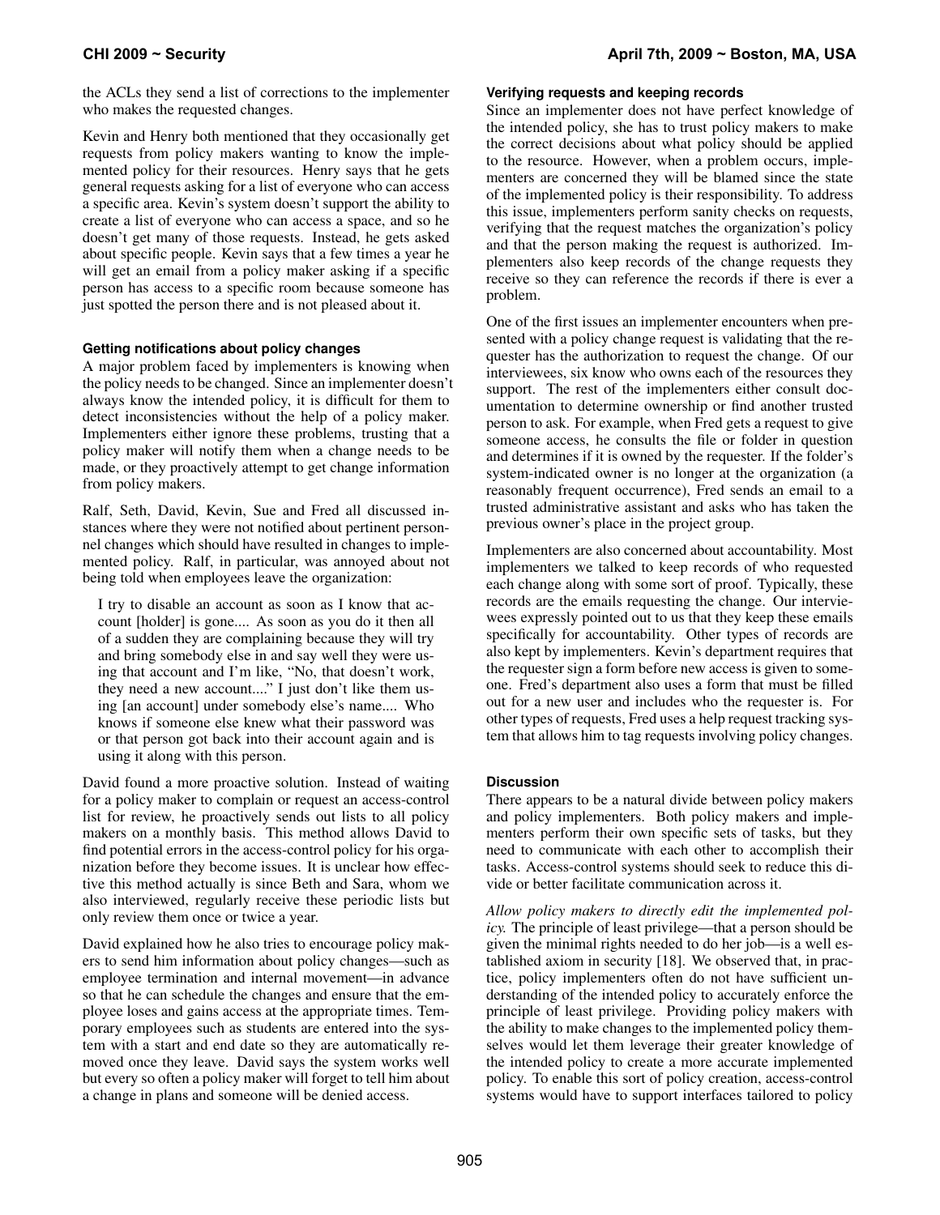the ACLs they send a list of corrections to the implementer who makes the requested changes.

Kevin and Henry both mentioned that they occasionally get requests from policy makers wanting to know the implemented policy for their resources. Henry says that he gets general requests asking for a list of everyone who can access a specific area. Kevin's system doesn't support the ability to create a list of everyone who can access a space, and so he doesn't get many of those requests. Instead, he gets asked about specific people. Kevin says that a few times a year he will get an email from a policy maker asking if a specific person has access to a specific room because someone has just spotted the person there and is not pleased about it.

#### Getting notifications about policy changes

A major problem faced by implementers is knowing when the policy needs to be changed. Since an implementer doesn't always know the intended policy, it is difficult for them to detect inconsistencies without the help of a policy maker. Implementers either ignore these problems, trusting that a policy maker will notify them when a change needs to be made, or they proactively attempt to get change information from policy makers.

Ralf, Seth, David, Kevin, Sue and Fred all discussed instances where they were not notified about pertinent personnel changes which should have resulted in changes to implemented policy. Ralf, in particular, was annoyed about not being told when employees leave the organization:

> I try to disable an account as soon as I know that account [holder] is gone.... As soon as you do it then all of a sudden they are complaining because they will try and bring somebody else in and say well they were using that account and I'm like, "No, that doesn't work, they need a new account...." I just don't like them using [an account] under somebody else's name.... Who knows if someone else knew what their password was or that person got back into their account again and is using it along with this person.

David found a more proactive solution. Instead of waiting for a policy maker to complain or request an access-control list for review, he proactively sends out lists to all policy makers on a monthly basis. This method allows David to find potential errors in the access-control policy for his organization before they become issues. It is unclear how effective this method actually is since Beth and Sara, whom we also interviewed, regularly receive these periodic lists but only review them once or twice a year.

David explained how he also tries to encourage policy makers to send him information about policy changes—such as employee termination and internal movement—in advance so that he can schedule the changes and ensure that the employee loses and gains access at the appropriate times. Temporary employees such as students are entered into the system with a start and end date so they are automatically removed once they leave. David says the system works well but every so often a policy maker will forget to tell him about a change in plans and someone will be denied access.

#### Verifying requests and keeping records

Since an implementer does not have perfect knowledge of the intended policy, she has to trust policy makers to make the correct decisions about what policy should be applied to the resource. However, when a problem occurs, implementers are concerned they will be blamed since the state of the implemented policy is their responsibility. To address this issue, implementers perform sanity checks on requests, verifying that the request matches the organization's policy and that the person making the request is authorized. Implementers also keep records of the change requests they receive so they can reference the records if there is ever a problem.

One of the first issues an implementer encounters when presented with a policy change request is validating that the requester has the authorization to request the change. Of our interviewees, six know who owns each of the resources they support. The rest of the implementers either consult documentation to determine ownership or find another trusted person to ask. For example, when Fred gets a request to give someone access, he consults the file or folder in question and determines if it is owned by the requester. If the folder's system-indicated owner is no longer at the organization (a reasonably frequent occurrence), Fred sends an email to a trusted administrative assistant and asks who has taken the previous owner's place in the project group.

Implementers are also concerned about accountability. Most implementers we talked to keep records of who requested each change along with some sort of proof. Typically, these records are the emails requesting the change. Our interviewees expressly pointed out to us that they keep these emails specifically for accountability. Other types of records are also kept by implementers. Kevin's department requires that the requester sign a form before new access is given to someone. Fred's department also uses a form that must be filled out for a new user and includes who the requester is. For other types of requests, Fred uses a help request tracking system that allows him to tag requests involving policy changes.

#### Discussion

There appears to be a natural divide between policy makers and policy implementers. Both policy makers and implementers perform their own specific sets of tasks, but they need to communicate with each other to accomplish their tasks. Access-control systems should seek to reduce this divide or better facilitate communication across it.

*Allow policy makers to directly edit the implemented policy.* The principle of least privilege—that a person should be given the minimal rights needed to do her job—is a well established axiom in security [18]. We observed that, in practice, policy implementers often do not have sufficient understanding of the intended policy to accurately enforce the principle of least privilege. Providing policy makers with the ability to make changes to the implemented policy themselves would let them leverage their greater knowledge of the intended policy to create a more accurate implemented policy. To enable this sort of policy creation, access-control systems would have to support interfaces tailored to policy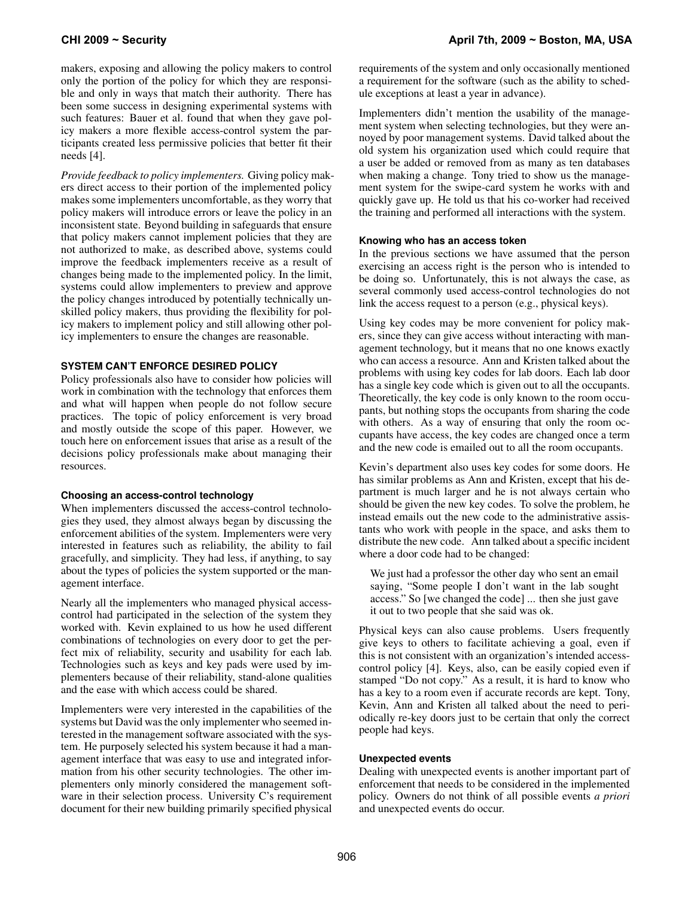makers, exposing and allowing the policy makers to control only the portion of the policy for which they are responsible and only in ways that match their authority. There has been some success in designing experimental systems with such features: Bauer et al. found that when they gave policy makers a more flexible access-control system the participants created less permissive policies that better fit their needs [4].

*Provide feedback to policy implementers.* Giving policy makers direct access to their portion of the implemented policy makes some implementers uncomfortable, as they worry that policy makers will introduce errors or leave the policy in an inconsistent state. Beyond building in safeguards that ensure that policy makers cannot implement policies that they are not authorized to make, as described above, systems could improve the feedback implementers receive as a result of changes being made to the implemented policy. In the limit, systems could allow implementers to preview and approve the policy changes introduced by potentially technically unskilled policy makers, thus providing the flexibility for policy makers to implement policy and still allowing other policy implementers to ensure the changes are reasonable.

## SYSTEM CAN'T ENFORCE DESIRED POLICY

Policy professionals also have to consider how policies will work in combination with the technology that enforces them and what will happen when people do not follow secure practices. The topic of policy enforcement is very broad and mostly outside the scope of this paper. However, we touch here on enforcement issues that arise as a result of the decisions policy professionals make about managing their resources.

### Choosing an access-control technology

When implementers discussed the access-control technologies they used, they almost always began by discussing the enforcement abilities of the system. Implementers were very interested in features such as reliability, the ability to fail gracefully, and simplicity. They had less, if anything, to say about the types of policies the system supported or the management interface.

Nearly all the implementers who managed physical access-control had participated in the selection of the system they worked with. Kevin explained to us how he used different combinations of technologies on every door to get the perfect mix of reliability, security and usability for each lab. Technologies such as keys and key pads were used by implementers because of their reliability, stand-alone qualities and the ease with which access could be shared.

Implementers were very interested in the capabilities of the systems but David was the only implementer who seemed interested in the management software associated with the system. He purposely selected his system because it had a management interface that was easy to use and integrated information from his other security technologies. The other implementers only minorly considered the management software in their selection process. University C's requirement document for their new building primarily specified physical requirements of the system and only occasionally mentioned a requirement for the software (such as the ability to schedule exceptions at least a year in advance).

Implementers didn't mention the usability of the management system when selecting technologies, but they were annoyed by poor management systems. David talked about the old system his organization used which could require that a user be added or removed from as many as ten databases when making a change. Tony tried to show us the management system for the swipe-card system he works with and quickly gave up. He told us that his co-worker had received the training and performed all interactions with the system.

### Knowing who has an access token

In the previous sections we have assumed that the person exercising an access right is the person who is intended to be doing so. Unfortunately, this is not always the case, as several commonly used access-control technologies do not link the access request to a person (e.g., physical keys).

Using key codes may be more convenient for policy makers, since they can give access without interacting with management technology, but it means that no one knows exactly who can access a resource. Ann and Kristen talked about the problems with using key codes for lab doors. Each lab door has a single key code which is given out to all the occupants. Theoretically, the key code is only known to the room occupants, but nothing stops the occupants from sharing the code with others. As a way of ensuring that only the room occupants have access, the key codes are changed once a term and the new code is emailed out to all the room occupants.

Kevin's department also uses key codes for some doors. He has similar problems as Ann and Kristen, except that his department is much larger and he is not always certain who should be given the new key codes. To solve the problem, he instead emails out the new code to the administrative assistants who work with people in the space, and asks them to distribute the new code. Ann talked about a specific incident where a door code had to be changed:

> We just had a professor the other day who sent an email saying, "Some people I don't want in the lab sought access." So [we changed the code] ... then she just gave it out to two people that she said was ok.

Physical keys can also cause problems. Users frequently give keys to others to facilitate achieving a goal, even if this is not consistent with an organization's intended access-control policy [4]. Keys, also, can be easily copied even if stamped "Do not copy." As a result, it is hard to know who has a key to a room even if accurate records are kept. Tony, Kevin, Ann and Kristen all talked about the need to periodically re-key doors just to be certain that only the correct people had keys.

### Unexpected events

Dealing with unexpected events is another important part of enforcement that needs to be considered in the implemented policy. Owners do not think of all possible events *a priori* and unexpected events do occur.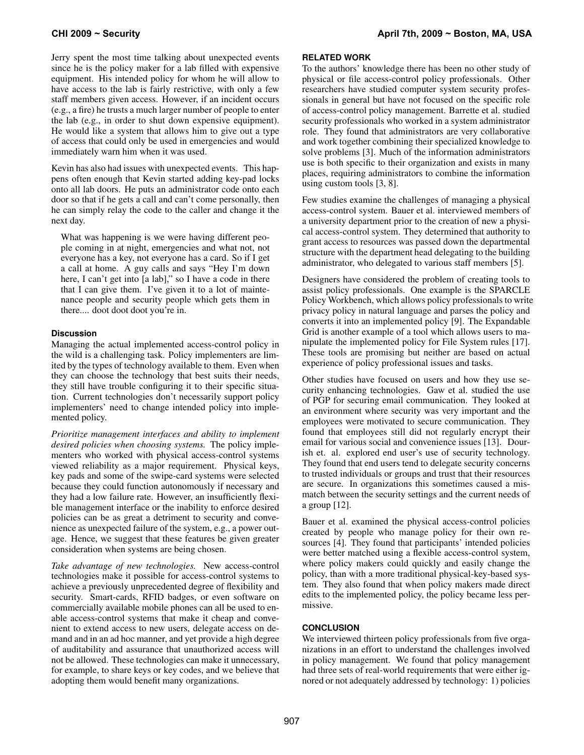Jerry spent the most time talking about unexpected events since he is the policy maker for a lab filled with expensive equipment. His intended policy for whom he will allow to have access to the lab is fairly restrictive, with only a few staff members given access. However, if an incident occurs (e.g., a fire) he trusts a much larger number of people to enter the lab (e.g., in order to shut down expensive equipment). He would like a system that allows him to give out a type of access that could only be used in emergencies and would immediately warn him when it was used.

Kevin has also had issues with unexpected events. This happens often enough that Kevin started adding key-pad locks onto all lab doors. He puts an administrator code onto each door so that if he gets a call and can't come personally, then he can simply relay the code to the caller and change it the next day.

> What was happening is we were having different people coming in at night, emergencies and what not, not everyone has a key, not everyone has a card. So if I get a call at home. A guy calls and says "Hey I'm down here, I can't get into [a lab]," so I have a code in there that I can give them. I've given it to a lot of maintenance people and security people which gets them in there.... doot doot doot you're in.

### Discussion

Managing the actual implemented access-control policy in the wild is a challenging task. Policy implementers are limited by the types of technology available to them. Even when they can choose the technology that best suits their needs, they still have trouble configuring it to their specific situation. Current technologies don't necessarily support policy implementers' need to change intended policy into implemented policy.

*Prioritize management interfaces and ability to implement desired policies when choosing systems.* The policy implementers who worked with physical access-control systems viewed reliability as a major requirement. Physical keys, key pads and some of the swipe-card systems were selected because they could function autonomously if necessary and they had a low failure rate. However, an insufficiently flexible management interface or the inability to enforce desired policies can be as great a detriment to security and convenience as unexpected failure of the system, e.g., a power outage. Hence, we suggest that these features be given greater consideration when systems are being chosen.

*Take advantage of new technologies.* New access-control technologies make it possible for access-control systems to achieve a previously unprecedented degree of flexibility and security. Smart-cards, RFID badges, or even software on commercially available mobile phones can all be used to enable access-control systems that make it cheap and convenient to extend access to new users, delegate access on demand and in an ad hoc manner, and yet provide a high degree of auditability and assurance that unauthorized access will not be allowed. These technologies can make it unnecessary, for example, to share keys or key codes, and we believe that adopting them would benefit many organizations.

## RELATED WORK

To the authors' knowledge there has been no other study of physical or file access-control policy professionals. Other researchers have studied computer system security professionals in general but have not focused on the specific role of access-control policy management. Barrette et al. studied security professionals who worked in a system administrator role. They found that administrators are very collaborative and work together combining their specialized knowledge to solve problems [3]. Much of the information administrators use is both specific to their organization and exists in many places, requiring administrators to combine the information using custom tools [3, 8].

Few studies examine the challenges of managing a physical access-control system. Bauer et al. interviewed members of a university department prior to the creation of new a physical access-control system. They determined that authority to grant access to resources was passed down the departmental structure with the department head delegating to the building administrator, who delegated to various staff members [5].

Designers have considered the problem of creating tools to assist policy professionals. One example is the SPARCLE Policy Workbench, which allows policy professionals to write privacy policy in natural language and parses the policy and converts it into an implemented policy [9]. The Expandable Grid is another example of a tool which allows users to manipulate the implemented policy for File System rules [17]. These tools are promising but neither are based on actual experience of policy professional issues and tasks.

Other studies have focused on users and how they use security enhancing technologies. Gaw et al. studied the use of PGP for securing email communication. They looked at an environment where security was very important and the employees were motivated to secure communication. They found that employees still did not regularly encrypt their email for various social and convenience issues [13]. Dourish et. al. explored end user's use of security technology. They found that end users tend to delegate security concerns to trusted individuals or groups and trust that their resources are secure. In organizations this sometimes caused a mismatch between the security settings and the current needs of a group [12].

Bauer et al. examined the physical access-control policies created by people who manage policy for their own resources [4]. They found that participants' intended policies were better matched using a flexible access-control system, where policy makers could quickly and easily change the policy, than with a more traditional physical-key-based system. They also found that when policy makers made direct edits to the implemented policy, the policy became less permissive.

## CONCLUSION

We interviewed thirteen policy professionals from five organizations in an effort to understand the challenges involved in policy management. We found that policy management had three sets of real-world requirements that were either ignored or not adequately addressed by technology: 1) policies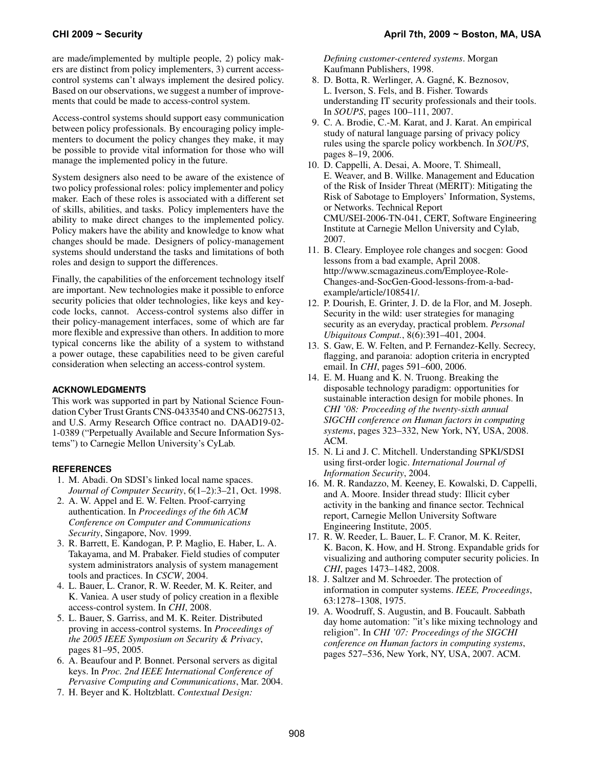are made/implemented by multiple people, 2) policy makers are distinct from policy implementers, 3) current access-control systems can't always implement the desired policy. Based on our observations, we suggest a number of improvements that could be made to access-control system.

Access-control systems should support easy communication between policy professionals. By encouraging policy implementers to document the policy changes they make, it may be possible to provide vital information for those who will manage the implemented policy in the future.

System designers also need to be aware of the existence of two policy professional roles: policy implementer and policy maker. Each of these roles is associated with a different set of skills, abilities, and tasks. Policy implementers have the ability to make direct changes to the implemented policy. Policy makers have the ability and knowledge to know what changes should be made. Designers of policy-management systems should understand the tasks and limitations of both roles and design to support the differences.

Finally, the capabilities of the enforcement technology itself are important. New technologies make it possible to enforce security policies that older technologies, like keys and key-code locks, cannot. Access-control systems also differ in their policy-management interfaces, some of which are far more flexible and expressive than others. In addition to more typical concerns like the ability of a system to withstand a power outage, these capabilities need to be given careful consideration when selecting an access-control system.

## ACKNOWLEDGMENTS

This work was supported in part by National Science Foundation Cyber Trust Grants CNS-0433540 and CNS-0627513, and U.S. Army Research Office contract no. DAAD19-02-1-0389 ("Perpetually Available and Secure Information Systems") to Carnegie Mellon University's CyLab.

## REFERENCES

1. M. Abadi. On SDSI's linked local name spaces. *Journal of Computer Security*, 6(1–2):3–21, Oct. 1998.
2. A. W. Appel and E. W. Felten. Proof-carrying authentication. In *Proceedings of the 6th ACM Conference on Computer and Communications Security*, Singapore, Nov. 1999.
3. R. Barrett, E. Kandogan, P. P. Maglio, E. Haber, L. A. Takayama, and M. Prabaker. Field studies of computer system administrators analysis of system management tools and practices. In *CSCW*, 2004.
4. L. Bauer, L. Cranor, R. W. Reeder, M. K. Reiter, and K. Vaniea. A user study of policy creation in a flexible access-control system. In *CHI*, 2008.
5. L. Bauer, S. Garriss, and M. K. Reiter. Distributed proving in access-control systems. In *Proceedings of the 2005 IEEE Symposium on Security & Privacy*, pages 81–95, 2005.
6. A. Beaufour and P. Bonnet. Personal servers as digital keys. In *Proc. 2nd IEEE International Conference of Pervasive Computing and Communications*, Mar. 2004.
7. H. Beyer and K. Holtzblatt. *Contextual Design: Defining customer-centered systems*. Morgan Kaufmann Publishers, 1998.
8. D. Botta, R. Werlinger, A. Gagné, K. Beznosov, L. Iverson, S. Fels, and B. Fisher. Towards understanding IT security professionals and their tools. In *SOUPS*, pages 100–111, 2007.
9. C. A. Brodie, C.-M. Karat, and J. Karat. An empirical study of natural language parsing of privacy policy rules using the sparcle policy workbench. In *SOUPS*, pages 8–19, 2006.
10. D. Cappelli, A. Desai, A. Moore, T. Shimeall, E. Weaver, and B. Willke. Management and Education of the Risk of Insider Threat (MERIT): Mitigating the Risk of Sabotage to Employers' Information, Systems, or Networks. Technical Report CMU/SEI-2006-TN-041, CERT, Software Engineering Institute at Carnegie Mellon University and Cylab, 2007.
11. B. Cleary. Employee role changes and socgen: Good lessons from a bad example, April 2008. http://www.scmagazineus.com/Employee-Role-Changes-and-SocGen-Good-lessons-from-a-bad-example/article/108541/.
12. P. Dourish, E. Grinter, J. D. de la Flor, and M. Joseph. Security in the wild: user strategies for managing security as an everyday, practical problem. *Personal Ubiquitous Comput.*, 8(6):391–401, 2004.
13. S. Gaw, E. W. Felten, and P. Fernandez-Kelly. Secrecy, flagging, and paranoia: adoption criteria in encrypted email. In *CHI*, pages 591–600, 2006.
14. E. M. Huang and K. N. Truong. Breaking the disposable technology paradigm: opportunities for sustainable interaction design for mobile phones. In *CHI '08: Proceeding of the twenty-sixth annual SIGCHI conference on Human factors in computing systems*, pages 323–332, New York, NY, USA, 2008. ACM.
15. N. Li and J. C. Mitchell. Understanding SPKI/SDSI using first-order logic. *International Journal of Information Security*, 2004.
16. M. R. Randazzo, M. Keeney, E. Kowalski, D. Cappelli, and A. Moore. Insider thread study: Illicit cyber activity in the banking and finance sector. Technical report, Carnegie Mellon University Software Engineering Institute, 2005.
17. R. W. Reeder, L. Bauer, L. F. Cranor, M. K. Reiter, K. Bacon, K. How, and H. Strong. Expandable grids for visualizing and authoring computer security policies. In *CHI*, pages 1473–1482, 2008.
18. J. Saltzer and M. Schroeder. The protection of information in computer systems. *IEEE, Proceedings*, 63:1278–1308, 1975.
19. A. Woodruff, S. Augustin, and B. Foucault. Sabbath day home automation: "it's like mixing technology and religion". In *CHI '07: Proceedings of the SIGCHI conference on Human factors in computing systems*, pages 527–536, New York, NY, USA, 2007. ACM.